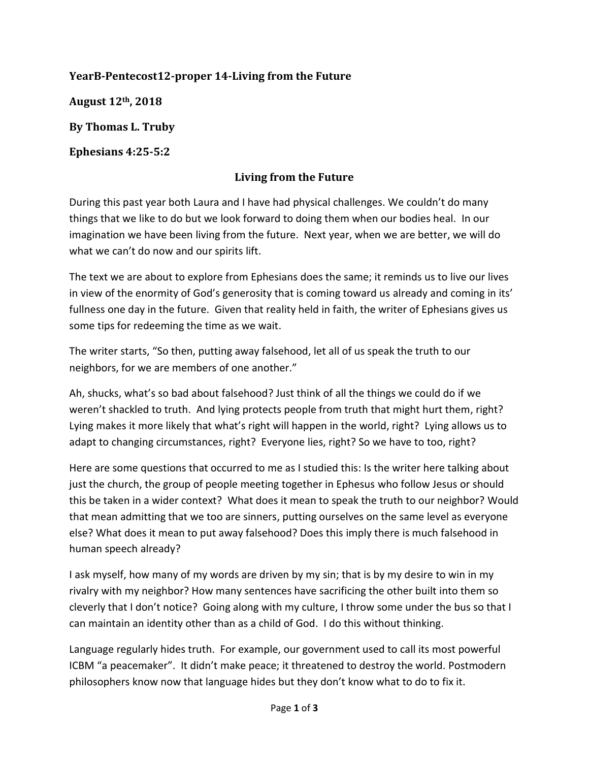**YearB-Pentecost12-proper 14-Living from the Future**

**August 12th, 2018**

**By Thomas L. Truby**

**Ephesians 4:25-5:2**

## Living from the Future

During this past year both Laura and I have had physical challenges. We couldn't do many things that we like to do but we look forward to doing them when our bodies heal. In our imagination we have been living from the future. Next year, when we are better, we will do what we can't do now and our spirits lift.

The text we are about to explore from Ephesians does the same; it reminds us to live our lives in view of the enormity of God's generosity that is coming toward us already and coming in its' fullness one day in the future. Given that reality held in faith, the writer of Ephesians gives us some tips for redeeming the time as we wait.

The writer starts, "So then, putting away falsehood, let all of us speak the truth to our neighbors, for we are members of one another."

Ah, shucks, what's so bad about falsehood? Just think of all the things we could do if we weren't shackled to truth. And lying protects people from truth that might hurt them, right? Lying makes it more likely that what's right will happen in the world, right? Lying allows us to adapt to changing circumstances, right? Everyone lies, right? So we have to too, right?

Here are some questions that occurred to me as I studied this: Is the writer here talking about just the church, the group of people meeting together in Ephesus who follow Jesus or should this be taken in a wider context? What does it mean to speak the truth to our neighbor? Would that mean admitting that we too are sinners, putting ourselves on the same level as everyone else? What does it mean to put away falsehood? Does this imply there is much falsehood in human speech already?

I ask myself, how many of my words are driven by my sin; that is by my desire to win in my rivalry with my neighbor? How many sentences have sacrificing the other built into them so cleverly that I don't notice? Going along with my culture, I throw some under the bus so that I can maintain an identity other than as a child of God. I do this without thinking.

Language regularly hides truth. For example, our government used to call its most powerful ICBM "a peacemaker". It didn't make peace; it threatened to destroy the world. Postmodern philosophers know now that language hides but they don't know what to do to fix it.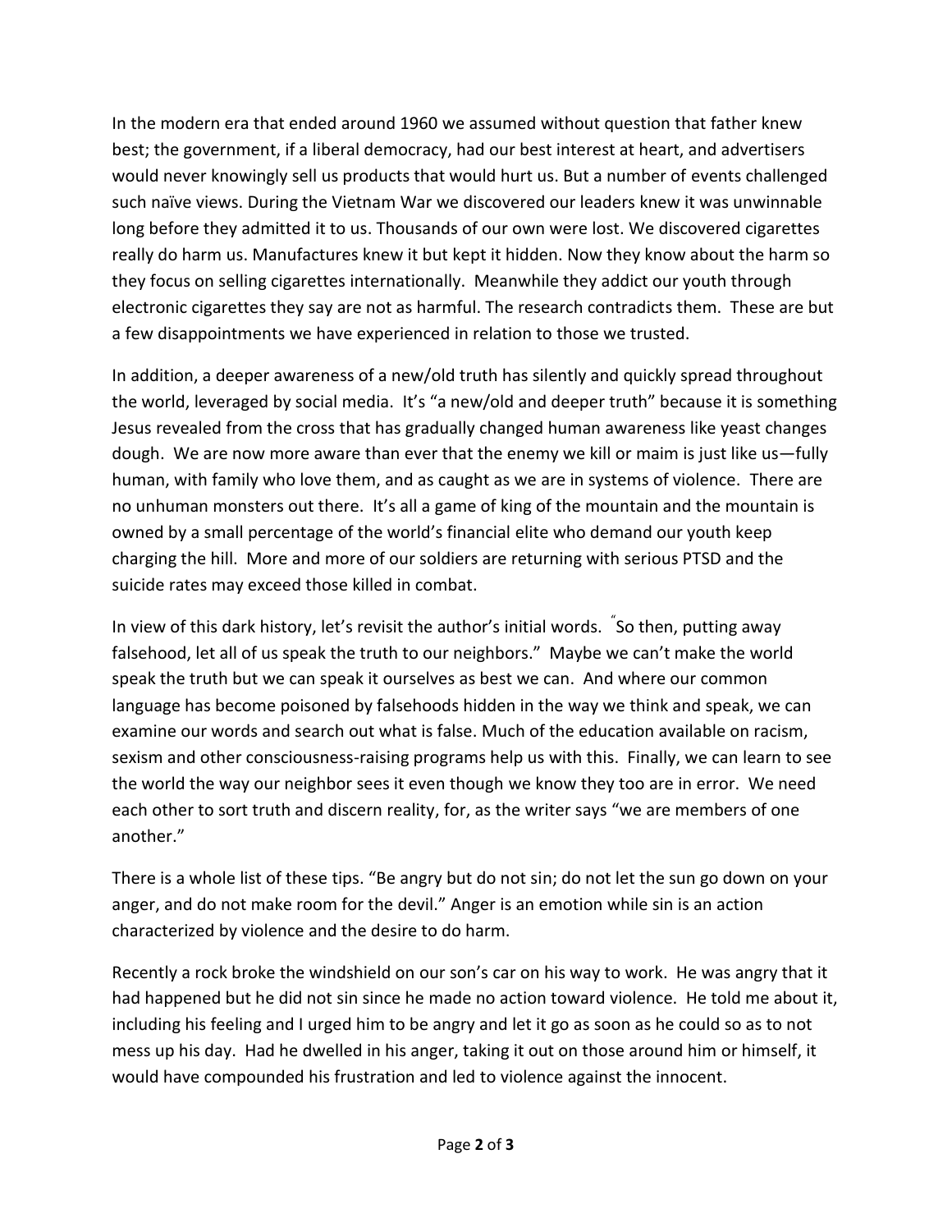In the modern era that ended around 1960 we assumed without question that father knew best; the government, if a liberal democracy, had our best interest at heart, and advertisers would never knowingly sell us products that would hurt us. But a number of events challenged such naïve views. During the Vietnam War we discovered our leaders knew it was unwinnable long before they admitted it to us. Thousands of our own were lost. We discovered cigarettes really do harm us. Manufactures knew it but kept it hidden. Now they know about the harm so they focus on selling cigarettes internationally. Meanwhile they addict our youth through electronic cigarettes they say are not as harmful. The research contradicts them. These are but a few disappointments we have experienced in relation to those we trusted.

In addition, a deeper awareness of a new/old truth has silently and quickly spread throughout the world, leveraged by social media. It's "a new/old and deeper truth" because it is something Jesus revealed from the cross that has gradually changed human awareness like yeast changes dough. We are now more aware than ever that the enemy we kill or maim is just like us—fully human, with family who love them, and as caught as we are in systems of violence. There are no unhuman monsters out there. It's all a game of king of the mountain and the mountain is owned by a small percentage of the world's financial elite who demand our youth keep charging the hill. More and more of our soldiers are returning with serious PTSD and the suicide rates may exceed those killed in combat.

In view of this dark history, let's revisit the author's initial words. "So then, putting away falsehood, let all of us speak the truth to our neighbors." Maybe we can't make the world speak the truth but we can speak it ourselves as best we can. And where our common language has become poisoned by falsehoods hidden in the way we think and speak, we can examine our words and search out what is false. Much of the education available on racism, sexism and other consciousness-raising programs help us with this. Finally, we can learn to see the world the way our neighbor sees it even though we know they too are in error. We need each other to sort truth and discern reality, for, as the writer says "we are members of one another."

There is a whole list of these tips. "Be angry but do not sin; do not let the sun go down on your anger, and do not make room for the devil." Anger is an emotion while sin is an action characterized by violence and the desire to do harm.

Recently a rock broke the windshield on our son's car on his way to work. He was angry that it had happened but he did not sin since he made no action toward violence. He told me about it, including his feeling and I urged him to be angry and let it go as soon as he could so as to not mess up his day. Had he dwelled in his anger, taking it out on those around him or himself, it would have compounded his frustration and led to violence against the innocent.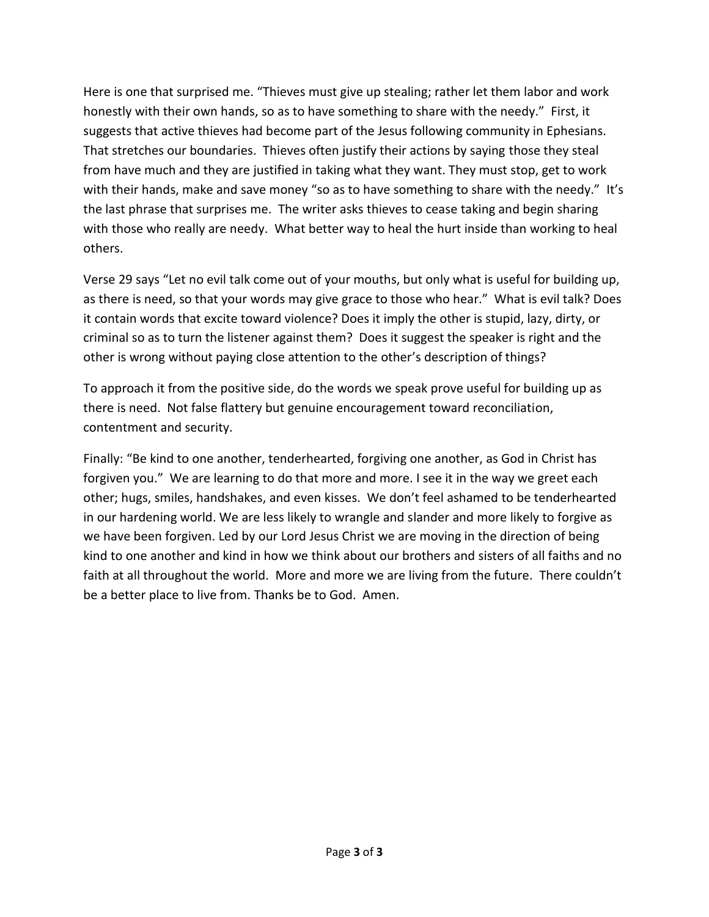Here is one that surprised me. "Thieves must give up stealing; rather let them labor and work honestly with their own hands, so as to have something to share with the needy." First, it suggests that active thieves had become part of the Jesus following community in Ephesians. That stretches our boundaries. Thieves often justify their actions by saying those they steal from have much and they are justified in taking what they want. They must stop, get to work with their hands, make and save money "so as to have something to share with the needy." It's the last phrase that surprises me. The writer asks thieves to cease taking and begin sharing with those who really are needy. What better way to heal the hurt inside than working to heal others.

Verse 29 says "Let no evil talk come out of your mouths, but only what is useful for building up, as there is need, so that your words may give grace to those who hear." What is evil talk? Does it contain words that excite toward violence? Does it imply the other is stupid, lazy, dirty, or criminal so as to turn the listener against them? Does it suggest the speaker is right and the other is wrong without paying close attention to the other's description of things?

To approach it from the positive side, do the words we speak prove useful for building up as there is need. Not false flattery but genuine encouragement toward reconciliation, contentment and security.

Finally: "Be kind to one another, tenderhearted, forgiving one another, as God in Christ has forgiven you." We are learning to do that more and more. I see it in the way we greet each other; hugs, smiles, handshakes, and even kisses. We don't feel ashamed to be tenderhearted in our hardening world. We are less likely to wrangle and slander and more likely to forgive as we have been forgiven. Led by our Lord Jesus Christ we are moving in the direction of being kind to one another and kind in how we think about our brothers and sisters of all faiths and no faith at all throughout the world. More and more we are living from the future. There couldn't be a better place to live from. Thanks be to God. Amen.